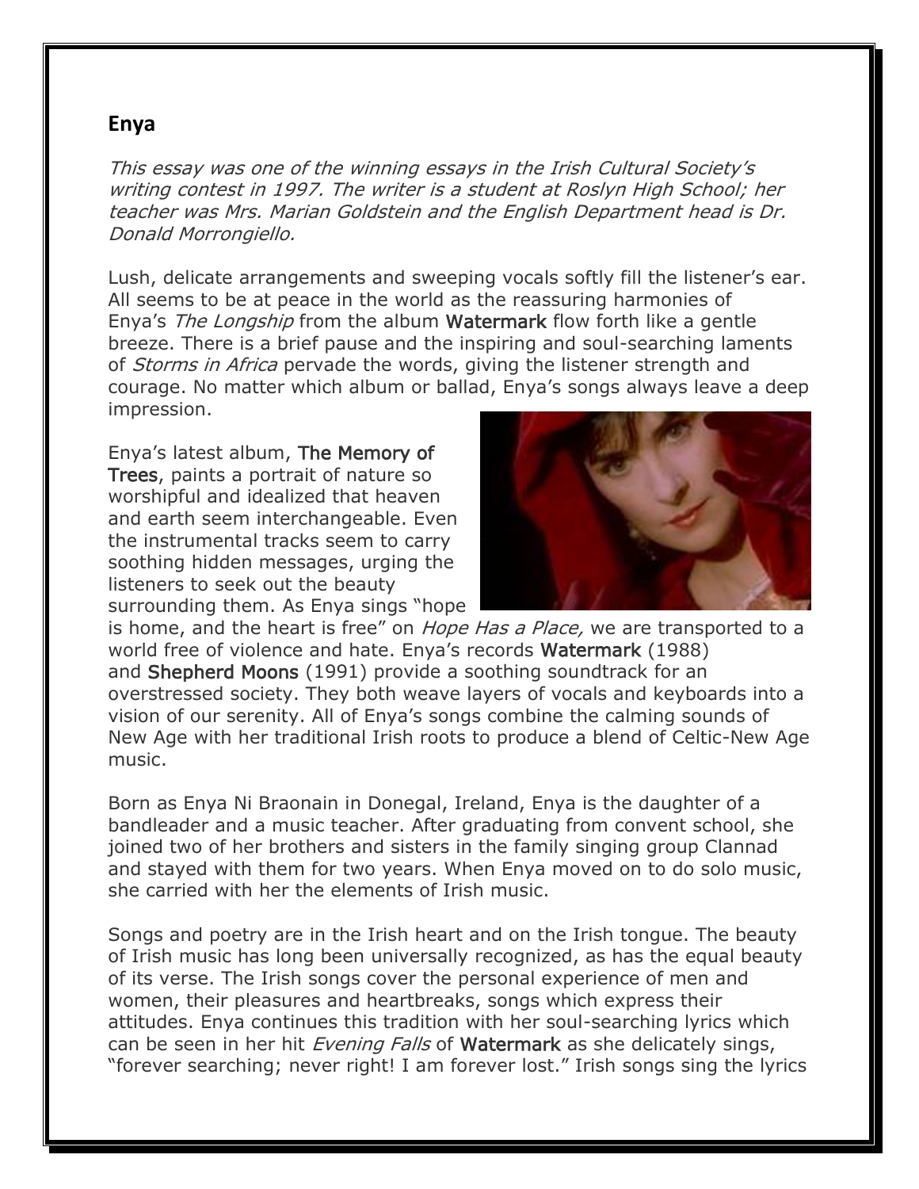## Enya

*This essay was one of the winning essays in the Irish Cultural Society's writing contest in 1997. The writer is a student at Roslyn High School; her teacher was Mrs. Marian Goldstein and the English Department head is Dr. Donald Morrongiello.*

Lush, delicate arrangements and sweeping vocals softly fill the listener's ear. All seems to be at peace in the world as the reassuring harmonies of Enya's *The Longship* from the album **Watermark** flow forth like a gentle breeze. There is a brief pause and the inspiring and soul-searching laments of *Storms in Africa* pervade the words, giving the listener strength and courage. No matter which album or ballad, Enya's songs always leave a deep impression.

Enya's latest album, **The Memory of Trees**, paints a portrait of nature so worshipful and idealized that heaven and earth seem interchangeable. Even the instrumental tracks seem to carry soothing hidden messages, urging the listeners to seek out the beauty surrounding them. As Enya sings "hope is home, and the heart is free" on *Hope Has a Place,* we are transported to a world free of violence and hate. Enya's records **Watermark** (1988) and **Shepherd Moons** (1991) provide a soothing soundtrack for an overstressed society. They both weave layers of vocals and keyboards into a vision of our serenity. All of Enya's songs combine the calming sounds of New Age with her traditional Irish roots to produce a blend of Celtic-New Age music.

Born as Enya Ni Braonain in Donegal, Ireland, Enya is the daughter of a bandleader and a music teacher. After graduating from convent school, she joined two of her brothers and sisters in the family singing group Clannad and stayed with them for two years. When Enya moved on to do solo music, she carried with her the elements of Irish music.

Songs and poetry are in the Irish heart and on the Irish tongue. The beauty of Irish music has long been universally recognized, as has the equal beauty of its verse. The Irish songs cover the personal experience of men and women, their pleasures and heartbreaks, songs which express their attitudes. Enya continues this tradition with her soul-searching lyrics which can be seen in her hit *Evening Falls* of **Watermark** as she delicately sings, "forever searching; never right! I am forever lost." Irish songs sing the lyrics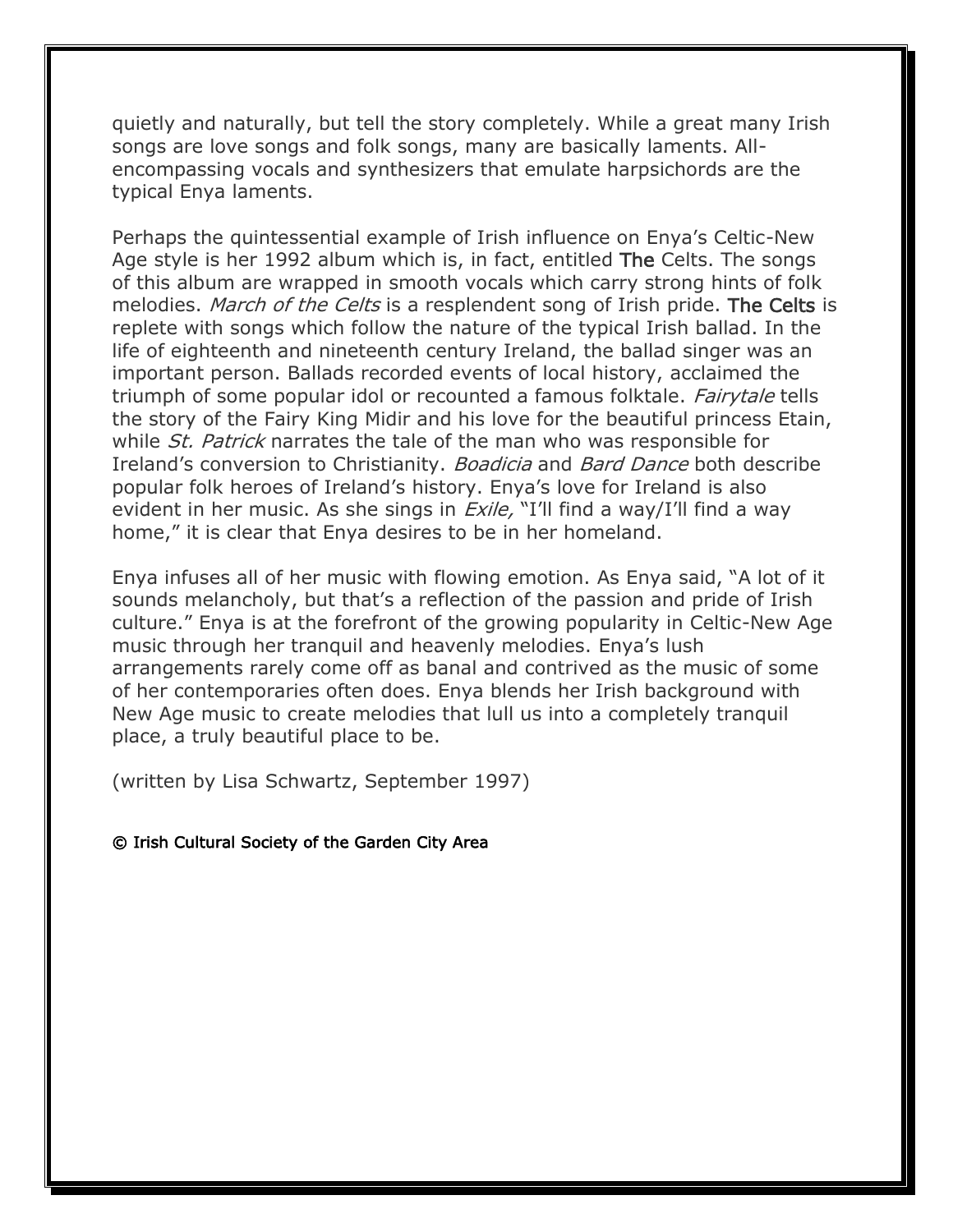quietly and naturally, but tell the story completely. While a great many Irish songs are love songs and folk songs, many are basically laments. All-encompassing vocals and synthesizers that emulate harpsichords are the typical Enya laments.

Perhaps the quintessential example of Irish influence on Enya's Celtic-New Age style is her 1992 album which is, in fact, entitled The Celts. The songs of this album are wrapped in smooth vocals which carry strong hints of folk melodies. *March of the Celts* is a resplendent song of Irish pride. The Celts is replete with songs which follow the nature of the typical Irish ballad. In the life of eighteenth and nineteenth century Ireland, the ballad singer was an important person. Ballads recorded events of local history, acclaimed the triumph of some popular idol or recounted a famous folktale. *Fairytale* tells the story of the Fairy King Midir and his love for the beautiful princess Etain, while *St. Patrick* narrates the tale of the man who was responsible for Ireland's conversion to Christianity. *Boadicia* and *Bard Dance* both describe popular folk heroes of Ireland's history. Enya's love for Ireland is also evident in her music. As she sings in *Exile,* "I'll find a way/I'll find a way home," it is clear that Enya desires to be in her homeland.

Enya infuses all of her music with flowing emotion. As Enya said, "A lot of it sounds melancholy, but that's a reflection of the passion and pride of Irish culture." Enya is at the forefront of the growing popularity in Celtic-New Age music through her tranquil and heavenly melodies. Enya's lush arrangements rarely come off as banal and contrived as the music of some of her contemporaries often does. Enya blends her Irish background with New Age music to create melodies that lull us into a completely tranquil place, a truly beautiful place to be.

(written by Lisa Schwartz, September 1997)

© Irish Cultural Society of the Garden City Area